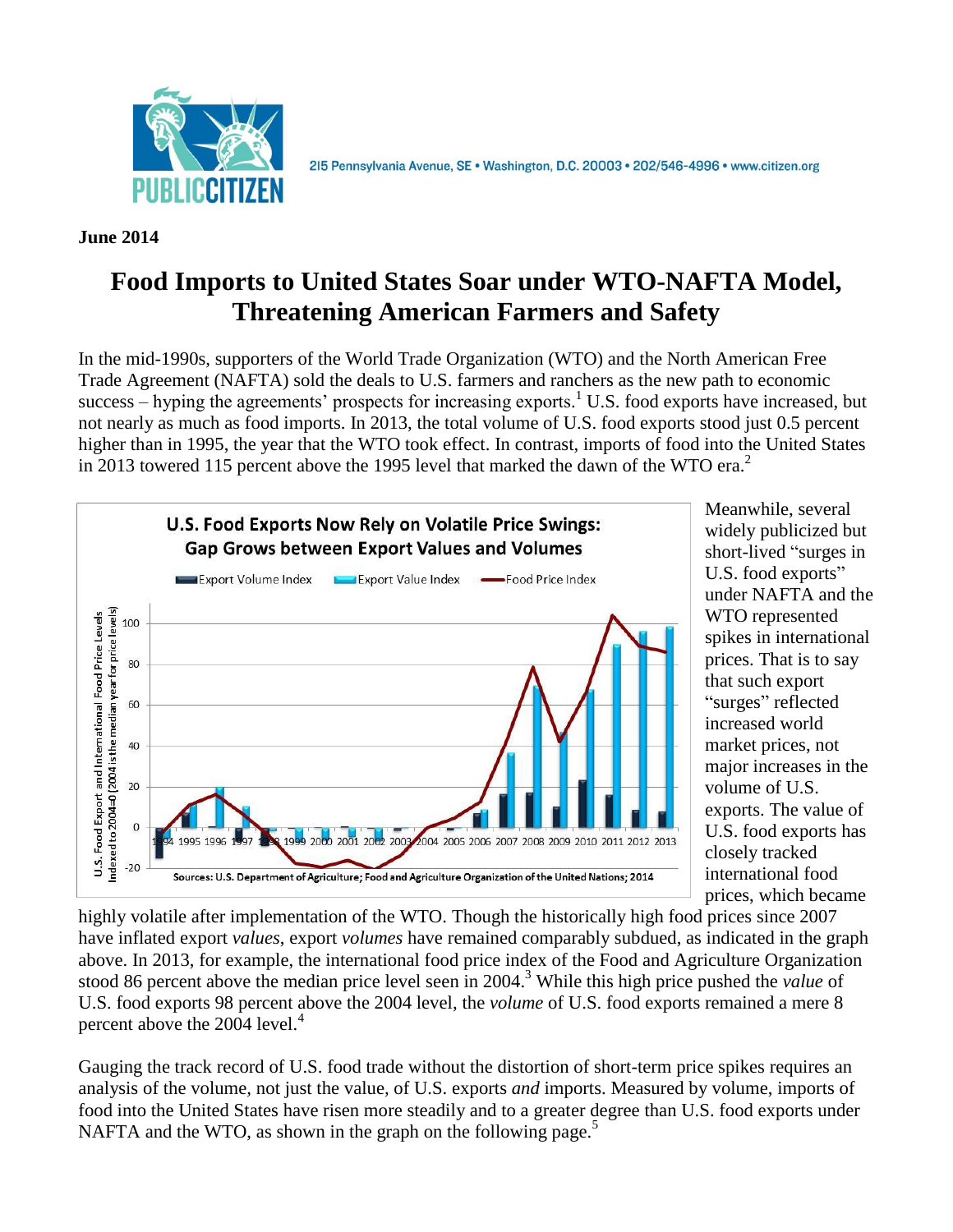215 Pennsylvania Avenue, SE • Washington, D.C. 20003 • 202/546-4996 • www.citizen.org

**June 2014**

# Food Imports to United States Soar under WTO-NAFTA Model, Threatening American Farmers and Safety

In the mid-1990s, supporters of the World Trade Organization (WTO) and the North American Free Trade Agreement (NAFTA) sold the deals to U.S. farmers and ranchers as the new path to economic success – hyping the agreements' prospects for increasing exports.[1] U.S. food exports have increased, but not nearly as much as food imports. In 2013, the total volume of U.S. food exports stood just 0.5 percent higher than in 1995, the year that the WTO took effect. In contrast, imports of food into the United States in 2013 towered 115 percent above the 1995 level that marked the dawn of the WTO era.[2]

**U.S. Food Exports Now Rely on Volatile Price Swings: Gap Grows between Export Values and Volumes**

Sources: U.S. Department of Agriculture; Food and Agriculture Organization of the United Nations; 2014

Meanwhile, several widely publicized but short-lived "surges in U.S. food exports" under NAFTA and the WTO represented spikes in international prices. That is to say that such export "surges" reflected increased world market prices, not major increases in the volume of U.S. exports. The value of U.S. food exports has closely tracked international food prices, which became highly volatile after implementation of the WTO. Though the historically high food prices since 2007 have inflated export *values*, export *volumes* have remained comparably subdued, as indicated in the graph above. In 2013, for example, the international food price index of the Food and Agriculture Organization stood 86 percent above the median price level seen in 2004.[3] While this high price pushed the *value* of U.S. food exports 98 percent above the 2004 level, the *volume* of U.S. food exports remained a mere 8 percent above the 2004 level.[4]

Gauging the track record of U.S. food trade without the distortion of short-term price spikes requires an analysis of the volume, not just the value, of U.S. exports *and* imports. Measured by volume, imports of food into the United States have risen more steadily and to a greater degree than U.S. food exports under NAFTA and the WTO, as shown in the graph on the following page.[5]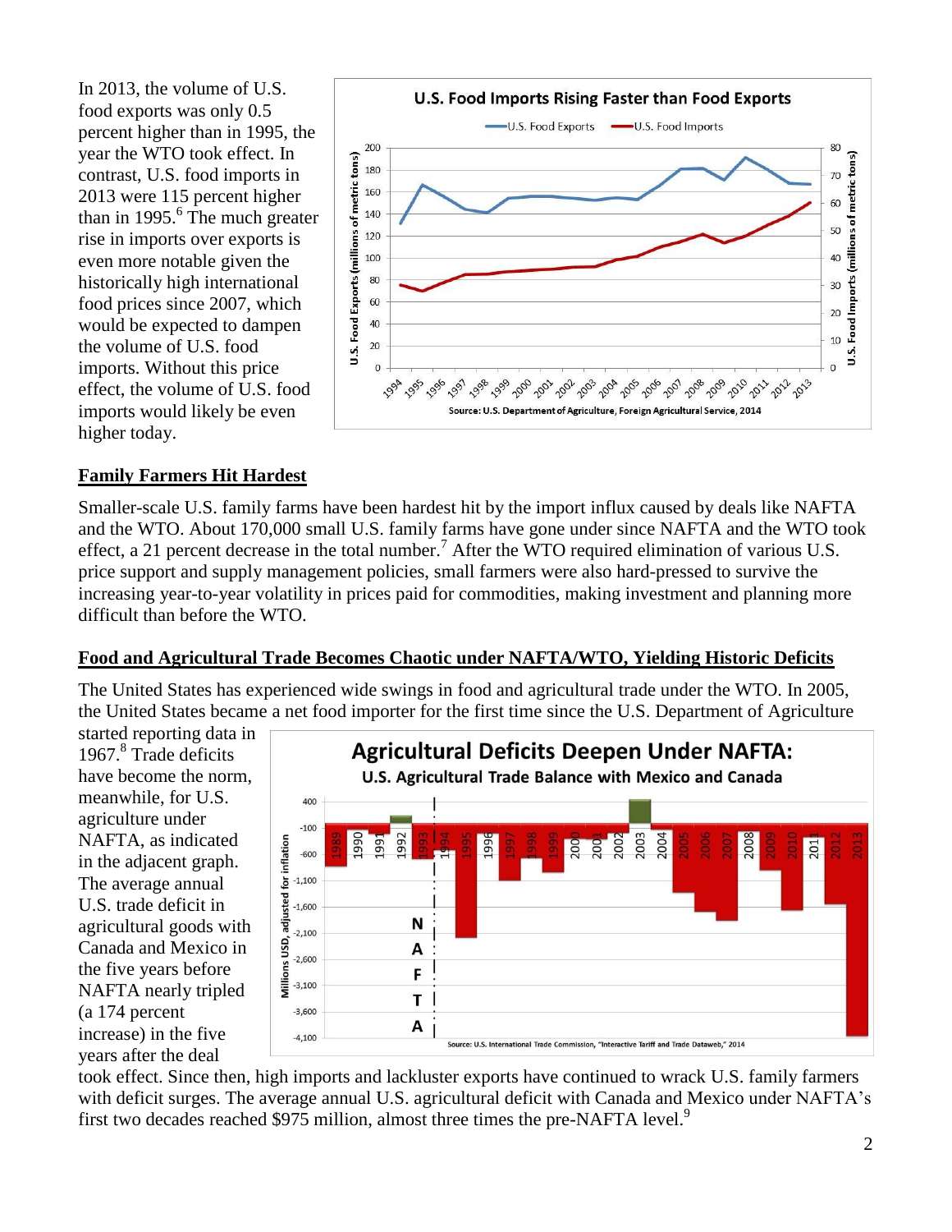In 2013, the volume of U.S. food exports was only 0.5 percent higher than in 1995, the year the WTO took effect. In contrast, U.S. food imports in 2013 were 115 percent higher than in 1995.[6] The much greater rise in imports over exports is even more notable given the historically high international food prices since 2007, which would be expected to dampen the volume of U.S. food imports. Without this price effect, the volume of U.S. food imports would likely be even higher today.

## Family Farmers Hit Hardest

Smaller-scale U.S. family farms have been hardest hit by the import influx caused by deals like NAFTA and the WTO. About 170,000 small U.S. family farms have gone under since NAFTA and the WTO took effect, a 21 percent decrease in the total number.[7] After the WTO required elimination of various U.S. price support and supply management policies, small farmers were also hard-pressed to survive the increasing year-to-year volatility in prices paid for commodities, making investment and planning more difficult than before the WTO.

## Food and Agricultural Trade Becomes Chaotic under NAFTA/WTO, Yielding Historic Deficits

The United States has experienced wide swings in food and agricultural trade under the WTO. In 2005, the United States became a net food importer for the first time since the U.S. Department of Agriculture started reporting data in 1967.[8] Trade deficits have become the norm, meanwhile, for U.S. agriculture under NAFTA, as indicated in the adjacent graph. The average annual U.S. trade deficit in agricultural goods with Canada and Mexico in the five years before NAFTA nearly tripled (a 174 percent increase) in the five years after the deal took effect. Since then, high imports and lackluster exports have continued to wrack U.S. family farmers with deficit surges. The average annual U.S. agricultural deficit with Canada and Mexico under NAFTA's first two decades reached $975 million, almost three times the pre-NAFTA level.[9]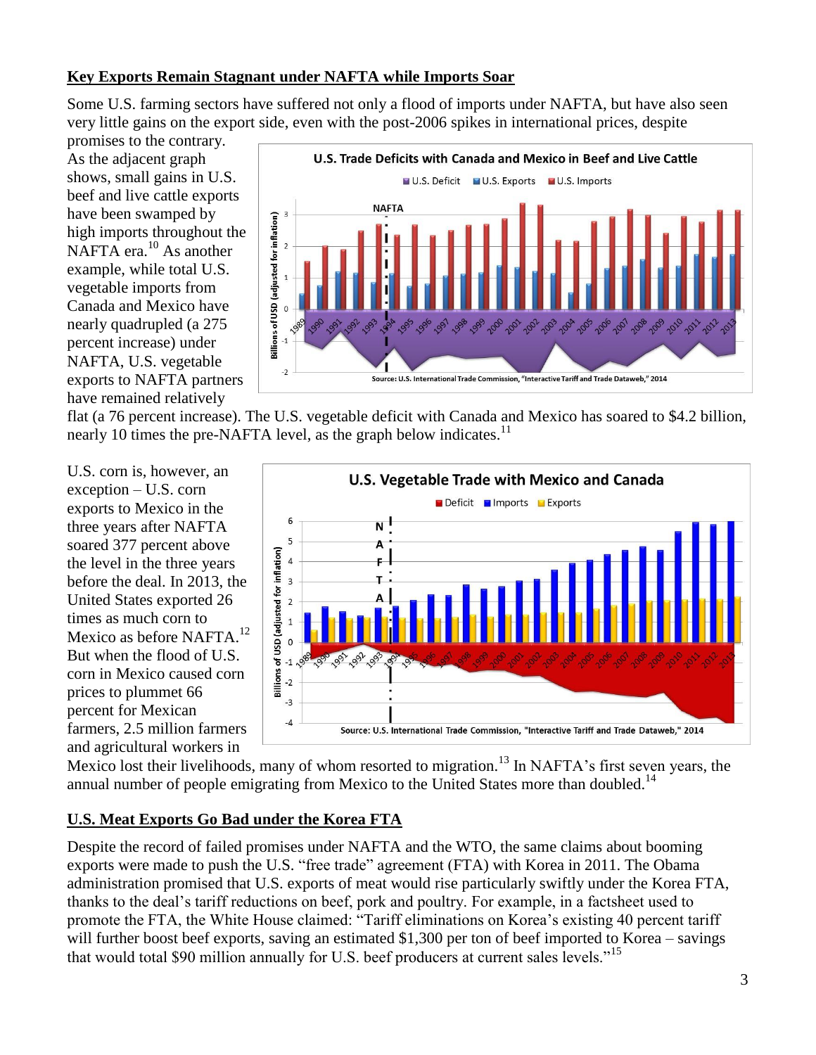## Key Exports Remain Stagnant under NAFTA while Imports Soar

Some U.S. farming sectors have suffered not only a flood of imports under NAFTA, but have also seen very little gains on the export side, even with the post-2006 spikes in international prices, despite promises to the contrary. As the adjacent graph shows, small gains in U.S. beef and live cattle exports have been swamped by high imports throughout the NAFTA era.[10] As another example, while total U.S. vegetable imports from Canada and Mexico have nearly quadrupled (a 275 percent increase) under NAFTA, U.S. vegetable exports to NAFTA partners have remained relatively flat (a 76 percent increase). The U.S. vegetable deficit with Canada and Mexico has soared to $4.2 billion, nearly 10 times the pre-NAFTA level, as the graph below indicates.[11]

U.S. corn is, however, an exception – U.S. corn exports to Mexico in the three years after NAFTA soared 377 percent above the level in the three years before the deal. In 2013, the United States exported 26 times as much corn to Mexico as before NAFTA.[12] But when the flood of U.S. corn in Mexico caused corn prices to plummet 66 percent for Mexican farmers, 2.5 million farmers and agricultural workers in Mexico lost their livelihoods, many of whom resorted to migration.[13] In NAFTA's first seven years, the annual number of people emigrating from Mexico to the United States more than doubled.[14]

## U.S. Meat Exports Go Bad under the Korea FTA

Despite the record of failed promises under NAFTA and the WTO, the same claims about booming exports were made to push the U.S. "free trade" agreement (FTA) with Korea in 2011. The Obama administration promised that U.S. exports of meat would rise particularly swiftly under the Korea FTA, thanks to the deal's tariff reductions on beef, pork and poultry. For example, in a factsheet used to promote the FTA, the White House claimed: "Tariff eliminations on Korea's existing 40 percent tariff will further boost beef exports, saving an estimated $1,300 per ton of beef imported to Korea – savings that would total $90 million annually for U.S. beef producers at current sales levels."[15]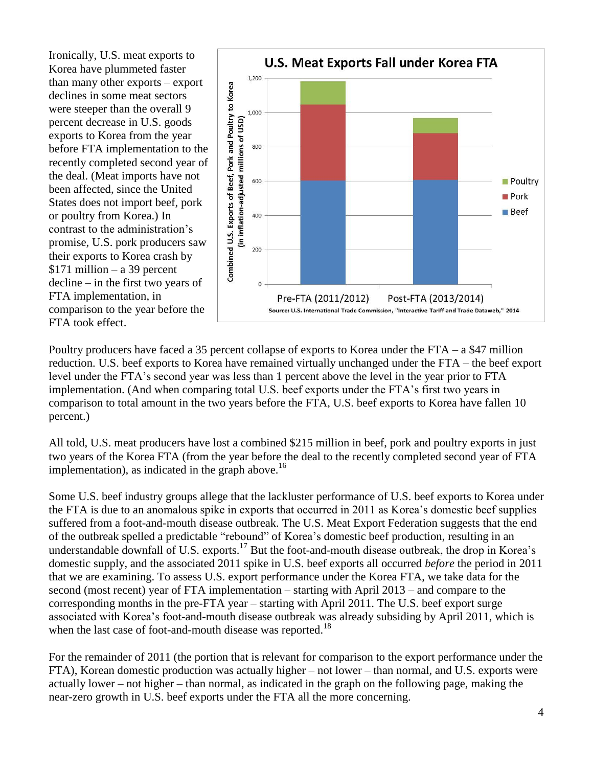Ironically, U.S. meat exports to Korea have plummeted faster than many other exports – export declines in some meat sectors were steeper than the overall 9 percent decrease in U.S. goods exports to Korea from the year before FTA implementation to the recently completed second year of the deal. (Meat imports have not been affected, since the United States does not import beef, pork or poultry from Korea.) In contrast to the administration's promise, U.S. pork producers saw their exports to Korea crash by $171 million – a 39 percent decline – in the first two years of FTA implementation, in comparison to the year before the FTA took effect.

**U.S. Meat Exports Fall under Korea FTA**

Source: U.S. International Trade Commission, "Interactive Tariff and Trade Dataweb," 2014

Poultry producers have faced a 35 percent collapse of exports to Korea under the FTA – a $47 million reduction. U.S. beef exports to Korea have remained virtually unchanged under the FTA – the beef export level under the FTA's second year was less than 1 percent above the level in the year prior to FTA implementation. (And when comparing total U.S. beef exports under the FTA's first two years in comparison to total amount in the two years before the FTA, U.S. beef exports to Korea have fallen 10 percent.)

All told, U.S. meat producers have lost a combined $215 million in beef, pork and poultry exports in just two years of the Korea FTA (from the year before the deal to the recently completed second year of FTA implementation), as indicated in the graph above.[16]

Some U.S. beef industry groups allege that the lackluster performance of U.S. beef exports to Korea under the FTA is due to an anomalous spike in exports that occurred in 2011 as Korea's domestic beef supplies suffered from a foot-and-mouth disease outbreak. The U.S. Meat Export Federation suggests that the end of the outbreak spelled a predictable "rebound" of Korea's domestic beef production, resulting in an understandable downfall of U.S. exports.[17] But the foot-and-mouth disease outbreak, the drop in Korea's domestic supply, and the associated 2011 spike in U.S. beef exports all occurred *before* the period in 2011 that we are examining. To assess U.S. export performance under the Korea FTA, we take data for the second (most recent) year of FTA implementation – starting with April 2013 – and compare to the corresponding months in the pre-FTA year – starting with April 2011. The U.S. beef export surge associated with Korea's foot-and-mouth disease outbreak was already subsiding by April 2011, which is when the last case of foot-and-mouth disease was reported.[18]

For the remainder of 2011 (the portion that is relevant for comparison to the export performance under the FTA), Korean domestic production was actually higher – not lower – than normal, and U.S. exports were actually lower – not higher – than normal, as indicated in the graph on the following page, making the near-zero growth in U.S. beef exports under the FTA all the more concerning.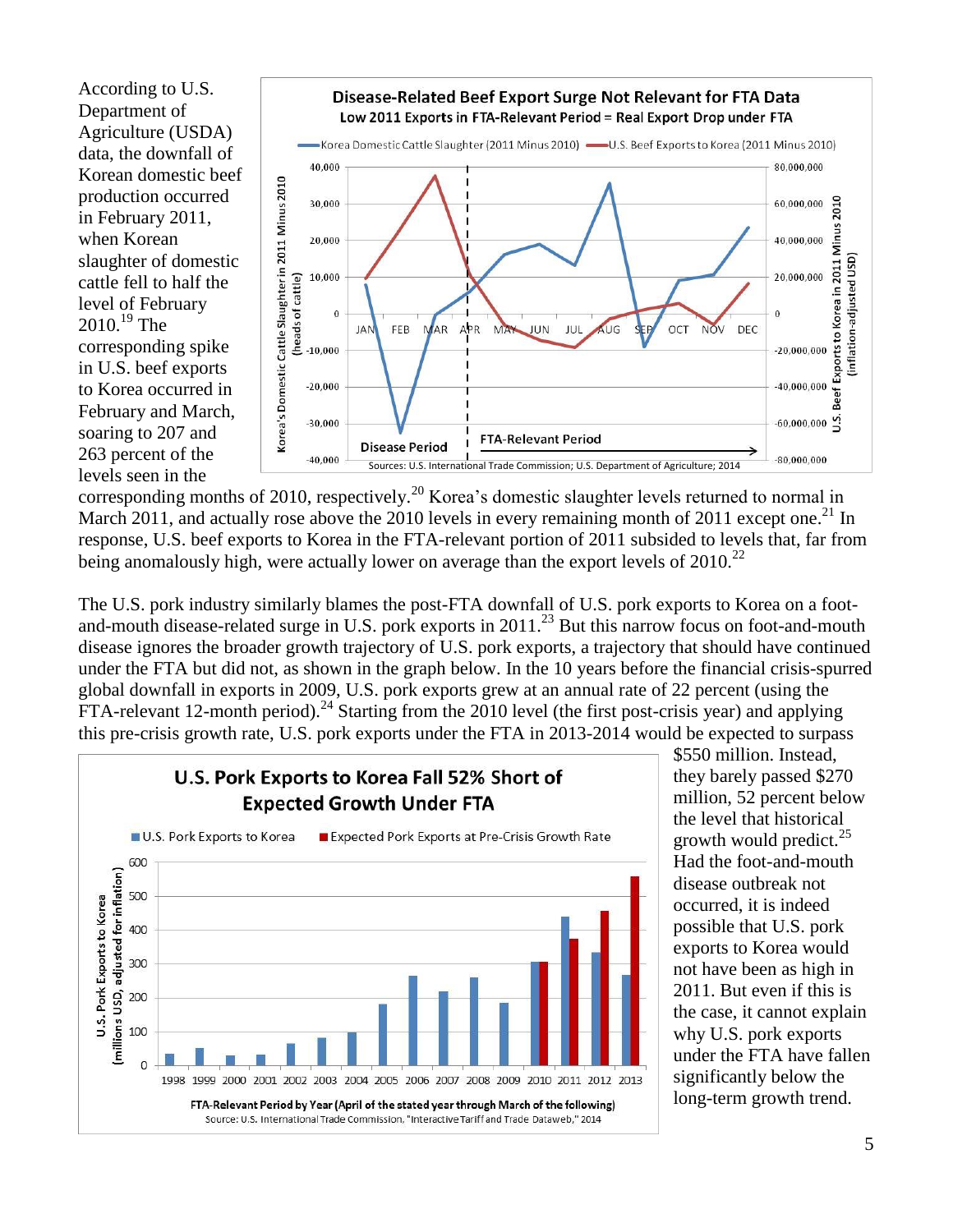According to U.S. Department of Agriculture (USDA) data, the downfall of Korean domestic beef production occurred in February 2011, when Korean slaughter of domestic cattle fell to half the level of February 2010.[19] The corresponding spike in U.S. beef exports to Korea occurred in February and March, soaring to 207 and 263 percent of the levels seen in the corresponding months of 2010, respectively.[20] Korea's domestic slaughter levels returned to normal in March 2011, and actually rose above the 2010 levels in every remaining month of 2011 except one.[21] In response, U.S. beef exports to Korea in the FTA-relevant portion of 2011 subsided to levels that, far from being anomalously high, were actually lower on average than the export levels of 2010.[22]

The U.S. pork industry similarly blames the post-FTA downfall of U.S. pork exports to Korea on a foot-and-mouth disease-related surge in U.S. pork exports in 2011.[23] But this narrow focus on foot-and-mouth disease ignores the broader growth trajectory of U.S. pork exports, a trajectory that should have continued under the FTA but did not, as shown in the graph below. In the 10 years before the financial crisis-spurred global downfall in exports in 2009, U.S. pork exports grew at an annual rate of 22 percent (using the FTA-relevant 12-month period).[24] Starting from the 2010 level (the first post-crisis year) and applying this pre-crisis growth rate, U.S. pork exports under the FTA in 2013-2014 would be expected to surpass $550 million. Instead, they barely passed $270 million, 52 percent below the level that historical growth would predict.[25] Had the foot-and-mouth disease outbreak not occurred, it is indeed possible that U.S. pork exports to Korea would not have been as high in 2011. But even if this is the case, it cannot explain why U.S. pork exports under the FTA have fallen significantly below the long-term growth trend.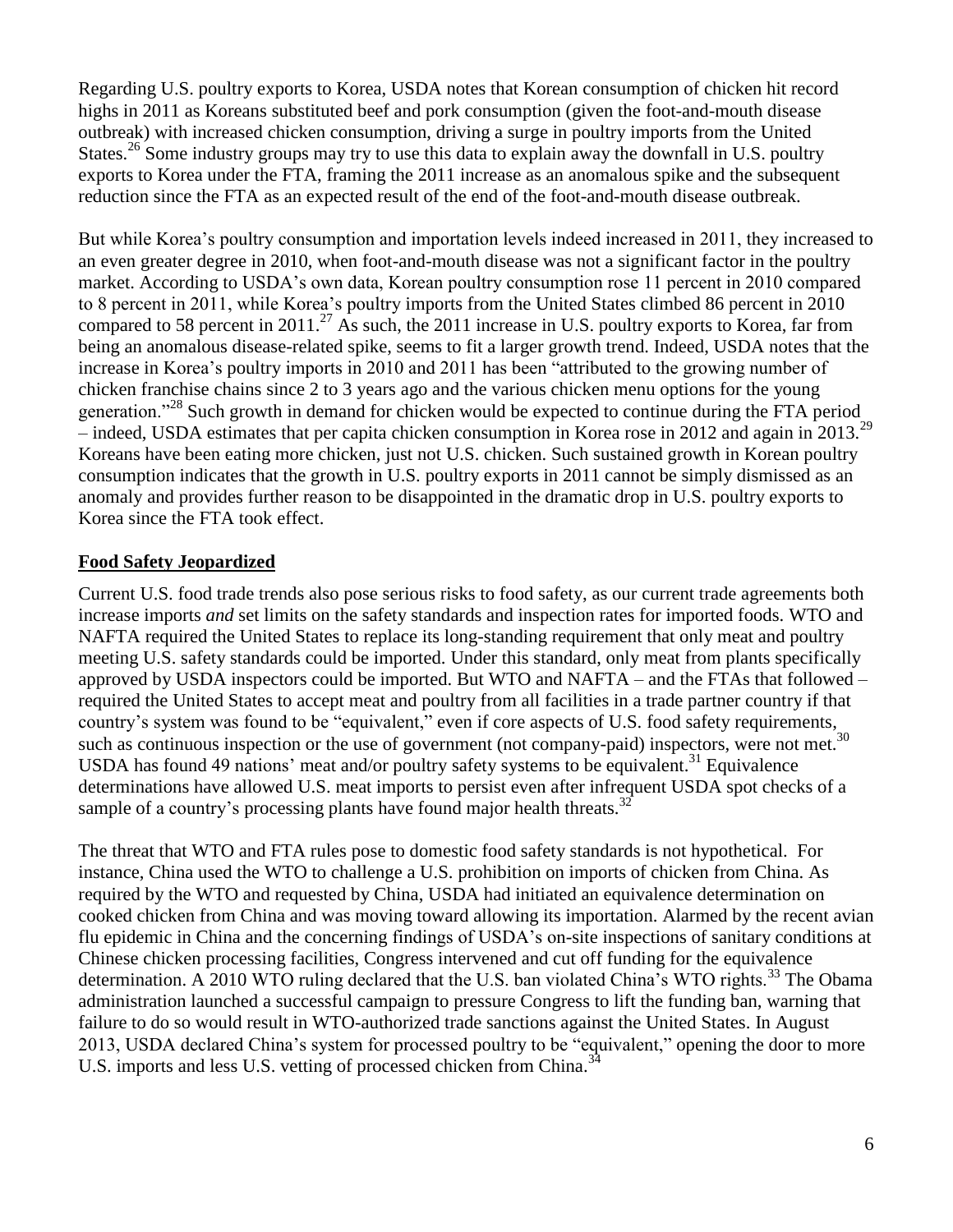Regarding U.S. poultry exports to Korea, USDA notes that Korean consumption of chicken hit record highs in 2011 as Koreans substituted beef and pork consumption (given the foot-and-mouth disease outbreak) with increased chicken consumption, driving a surge in poultry imports from the United States.[26] Some industry groups may try to use this data to explain away the downfall in U.S. poultry exports to Korea under the FTA, framing the 2011 increase as an anomalous spike and the subsequent reduction since the FTA as an expected result of the end of the foot-and-mouth disease outbreak.

But while Korea's poultry consumption and importation levels indeed increased in 2011, they increased to an even greater degree in 2010, when foot-and-mouth disease was not a significant factor in the poultry market. According to USDA's own data, Korean poultry consumption rose 11 percent in 2010 compared to 8 percent in 2011, while Korea's poultry imports from the United States climbed 86 percent in 2010 compared to 58 percent in 2011.[27] As such, the 2011 increase in U.S. poultry exports to Korea, far from being an anomalous disease-related spike, seems to fit a larger growth trend. Indeed, USDA notes that the increase in Korea's poultry imports in 2010 and 2011 has been "attributed to the growing number of chicken franchise chains since 2 to 3 years ago and the various chicken menu options for the young generation."[28] Such growth in demand for chicken would be expected to continue during the FTA period – indeed, USDA estimates that per capita chicken consumption in Korea rose in 2012 and again in 2013.[29] Koreans have been eating more chicken, just not U.S. chicken. Such sustained growth in Korean poultry consumption indicates that the growth in U.S. poultry exports in 2011 cannot be simply dismissed as an anomaly and provides further reason to be disappointed in the dramatic drop in U.S. poultry exports to Korea since the FTA took effect.

## Food Safety Jeopardized

Current U.S. food trade trends also pose serious risks to food safety, as our current trade agreements both increase imports *and* set limits on the safety standards and inspection rates for imported foods. WTO and NAFTA required the United States to replace its long-standing requirement that only meat and poultry meeting U.S. safety standards could be imported. Under this standard, only meat from plants specifically approved by USDA inspectors could be imported. But WTO and NAFTA – and the FTAs that followed – required the United States to accept meat and poultry from all facilities in a trade partner country if that country's system was found to be "equivalent," even if core aspects of U.S. food safety requirements, such as continuous inspection or the use of government (not company-paid) inspectors, were not met.[30] USDA has found 49 nations' meat and/or poultry safety systems to be equivalent.[31] Equivalence determinations have allowed U.S. meat imports to persist even after infrequent USDA spot checks of a sample of a country's processing plants have found major health threats.[32]

The threat that WTO and FTA rules pose to domestic food safety standards is not hypothetical. For instance, China used the WTO to challenge a U.S. prohibition on imports of chicken from China. As required by the WTO and requested by China, USDA had initiated an equivalence determination on cooked chicken from China and was moving toward allowing its importation. Alarmed by the recent avian flu epidemic in China and the concerning findings of USDA's on-site inspections of sanitary conditions at Chinese chicken processing facilities, Congress intervened and cut off funding for the equivalence determination. A 2010 WTO ruling declared that the U.S. ban violated China's WTO rights.[33] The Obama administration launched a successful campaign to pressure Congress to lift the funding ban, warning that failure to do so would result in WTO-authorized trade sanctions against the United States. In August 2013, USDA declared China's system for processed poultry to be "equivalent," opening the door to more U.S. imports and less U.S. vetting of processed chicken from China.[34]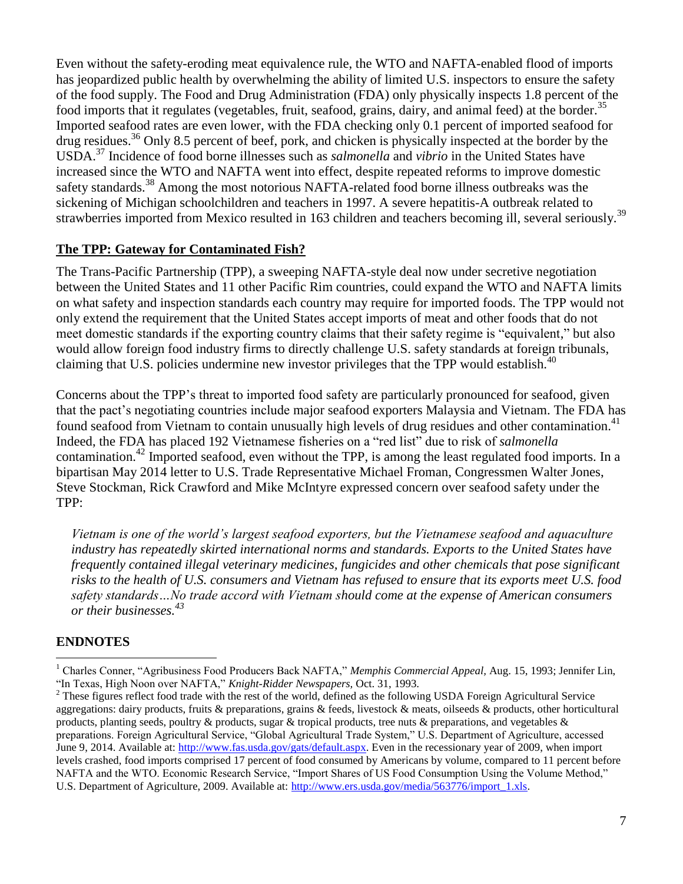Even without the safety-eroding meat equivalence rule, the WTO and NAFTA-enabled flood of imports has jeopardized public health by overwhelming the ability of limited U.S. inspectors to ensure the safety of the food supply. The Food and Drug Administration (FDA) only physically inspects 1.8 percent of the food imports that it regulates (vegetables, fruit, seafood, grains, dairy, and animal feed) at the border.[35] Imported seafood rates are even lower, with the FDA checking only 0.1 percent of imported seafood for drug residues.[36] Only 8.5 percent of beef, pork, and chicken is physically inspected at the border by the USDA.[37] Incidence of food borne illnesses such as *salmonella* and *vibrio* in the United States have increased since the WTO and NAFTA went into effect, despite repeated reforms to improve domestic safety standards.[38] Among the most notorious NAFTA-related food borne illness outbreaks was the sickening of Michigan schoolchildren and teachers in 1997. A severe hepatitis-A outbreak related to strawberries imported from Mexico resulted in 163 children and teachers becoming ill, several seriously.[39]

## The TPP: Gateway for Contaminated Fish?

The Trans-Pacific Partnership (TPP), a sweeping NAFTA-style deal now under secretive negotiation between the United States and 11 other Pacific Rim countries, could expand the WTO and NAFTA limits on what safety and inspection standards each country may require for imported foods. The TPP would not only extend the requirement that the United States accept imports of meat and other foods that do not meet domestic standards if the exporting country claims that their safety regime is "equivalent," but also would allow foreign food industry firms to directly challenge U.S. safety standards at foreign tribunals, claiming that U.S. policies undermine new investor privileges that the TPP would establish.[40]

Concerns about the TPP's threat to imported food safety are particularly pronounced for seafood, given that the pact's negotiating countries include major seafood exporters Malaysia and Vietnam. The FDA has found seafood from Vietnam to contain unusually high levels of drug residues and other contamination.[41] Indeed, the FDA has placed 192 Vietnamese fisheries on a "red list" due to risk of *salmonella* contamination.[42] Imported seafood, even without the TPP, is among the least regulated food imports. In a bipartisan May 2014 letter to U.S. Trade Representative Michael Froman, Congressmen Walter Jones, Steve Stockman, Rick Crawford and Mike McIntyre expressed concern over seafood safety under the TPP:

> *Vietnam is one of the world's largest seafood exporters, but the Vietnamese seafood and aquaculture industry has repeatedly skirted international norms and standards. Exports to the United States have frequently contained illegal veterinary medicines, fungicides and other chemicals that pose significant risks to the health of U.S. consumers and Vietnam has refused to ensure that its exports meet U.S. food safety standards…No trade accord with Vietnam should come at the expense of American consumers or their businesses.*[43]

## ENDNOTES

[1] Charles Conner, "Agribusiness Food Producers Back NAFTA," *Memphis Commercial Appeal,* Aug. 15, 1993; Jennifer Lin, "In Texas, High Noon over NAFTA," *Knight-Ridder Newspapers,* Oct. 31, 1993.

[2] These figures reflect food trade with the rest of the world, defined as the following USDA Foreign Agricultural Service aggregations: dairy products, fruits & preparations, grains & feeds, livestock & meats, oilseeds & products, other horticultural products, planting seeds, poultry & products, sugar & tropical products, tree nuts & preparations, and vegetables & preparations. Foreign Agricultural Service, "Global Agricultural Trade System," U.S. Department of Agriculture, accessed June 9, 2014. Available at: http://www.fas.usda.gov/gats/default.aspx. Even in the recessionary year of 2009, when import levels crashed, food imports comprised 17 percent of food consumed by Americans by volume, compared to 11 percent before NAFTA and the WTO. Economic Research Service, "Import Shares of US Food Consumption Using the Volume Method," U.S. Department of Agriculture, 2009. Available at: http://www.ers.usda.gov/media/563776/import_1.xls.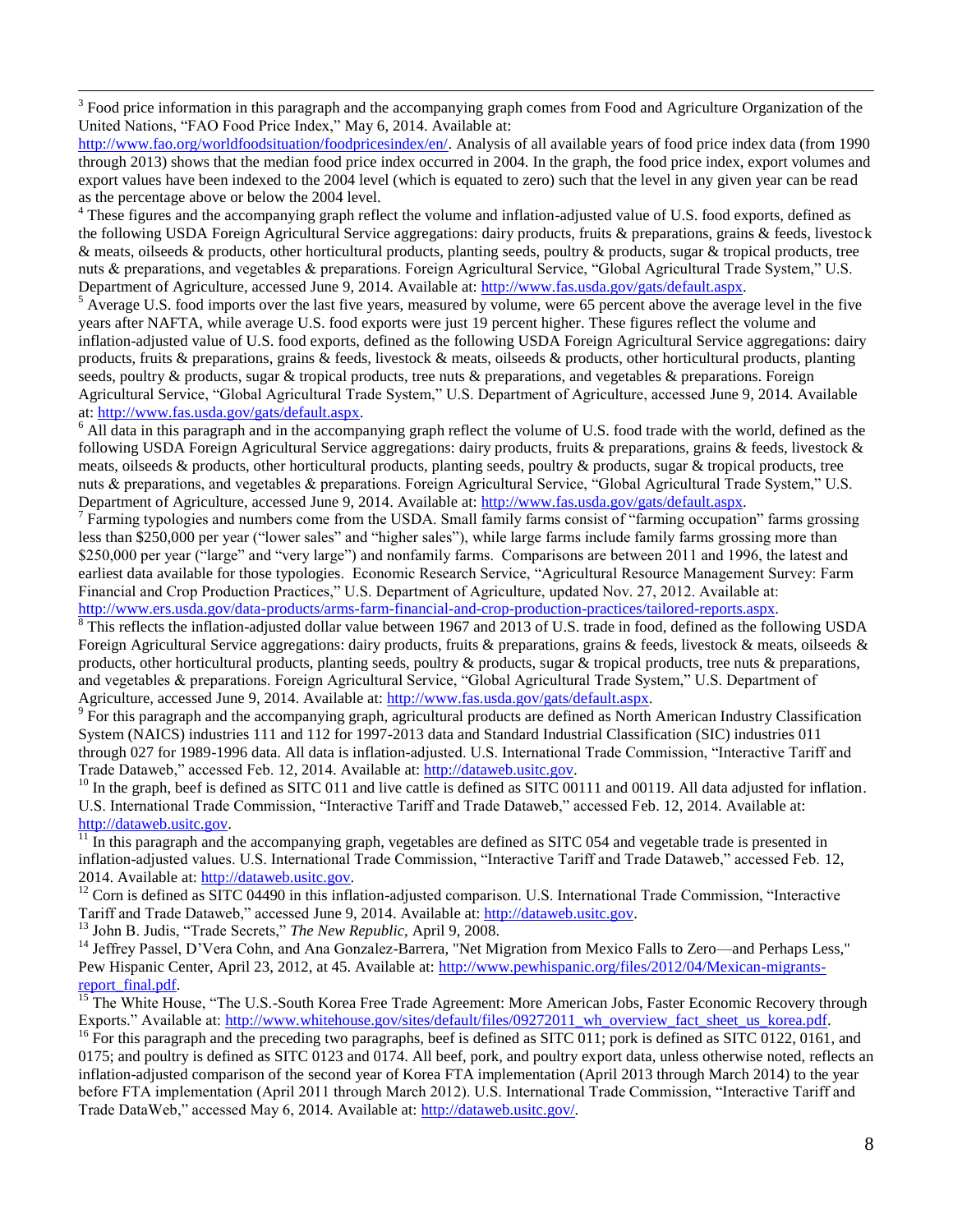[3] Food price information in this paragraph and the accompanying graph comes from Food and Agriculture Organization of the United Nations, "FAO Food Price Index," May 6, 2014. Available at: http://www.fao.org/worldfoodsituation/foodpricesindex/en/. Analysis of all available years of food price index data (from 1990 through 2013) shows that the median food price index occurred in 2004. In the graph, the food price index, export volumes and export values have been indexed to the 2004 level (which is equated to zero) such that the level in any given year can be read as the percentage above or below the 2004 level.

[4] These figures and the accompanying graph reflect the volume and inflation-adjusted value of U.S. food exports, defined as the following USDA Foreign Agricultural Service aggregations: dairy products, fruits & preparations, grains & feeds, livestock & meats, oilseeds & products, other horticultural products, planting seeds, poultry & products, sugar & tropical products, tree nuts & preparations, and vegetables & preparations. Foreign Agricultural Service, "Global Agricultural Trade System," U.S. Department of Agriculture, accessed June 9, 2014. Available at: http://www.fas.usda.gov/gats/default.aspx.

[5] Average U.S. food imports over the last five years, measured by volume, were 65 percent above the average level in the five years after NAFTA, while average U.S. food exports were just 19 percent higher. These figures reflect the volume and inflation-adjusted value of U.S. food exports, defined as the following USDA Foreign Agricultural Service aggregations: dairy products, fruits & preparations, grains & feeds, livestock & meats, oilseeds & products, other horticultural products, planting seeds, poultry & products, sugar & tropical products, tree nuts & preparations, and vegetables & preparations. Foreign Agricultural Service, "Global Agricultural Trade System," U.S. Department of Agriculture, accessed June 9, 2014. Available at: http://www.fas.usda.gov/gats/default.aspx.

[6] All data in this paragraph and in the accompanying graph reflect the volume of U.S. food trade with the world, defined as the following USDA Foreign Agricultural Service aggregations: dairy products, fruits & preparations, grains & feeds, livestock & meats, oilseeds & products, other horticultural products, planting seeds, poultry & products, sugar & tropical products, tree nuts & preparations, and vegetables & preparations. Foreign Agricultural Service, "Global Agricultural Trade System," U.S. Department of Agriculture, accessed June 9, 2014. Available at: http://www.fas.usda.gov/gats/default.aspx.

[7] Farming typologies and numbers come from the USDA. Small family farms consist of "farming occupation" farms grossing less than $250,000 per year ("lower sales" and "higher sales"), while large farms include family farms grossing more than $250,000 per year ("large" and "very large") and nonfamily farms. Comparisons are between 2011 and 1996, the latest and earliest data available for those typologies. Economic Research Service, "Agricultural Resource Management Survey: Farm Financial and Crop Production Practices," U.S. Department of Agriculture, updated Nov. 27, 2012. Available at: http://www.ers.usda.gov/data-products/arms-farm-financial-and-crop-production-practices/tailored-reports.aspx.

[8] This reflects the inflation-adjusted dollar value between 1967 and 2013 of U.S. trade in food, defined as the following USDA Foreign Agricultural Service aggregations: dairy products, fruits & preparations, grains & feeds, livestock & meats, oilseeds & products, other horticultural products, planting seeds, poultry & products, sugar & tropical products, tree nuts & preparations, and vegetables & preparations. Foreign Agricultural Service, "Global Agricultural Trade System," U.S. Department of Agriculture, accessed June 9, 2014. Available at: http://www.fas.usda.gov/gats/default.aspx.

[9] For this paragraph and the accompanying graph, agricultural products are defined as North American Industry Classification System (NAICS) industries 111 and 112 for 1997-2013 data and Standard Industrial Classification (SIC) industries 011 through 027 for 1989-1996 data. All data is inflation-adjusted. U.S. International Trade Commission, "Interactive Tariff and Trade Dataweb," accessed Feb. 12, 2014. Available at: http://dataweb.usitc.gov.

[10] In the graph, beef is defined as SITC 011 and live cattle is defined as SITC 00111 and 00119. All data adjusted for inflation. U.S. International Trade Commission, "Interactive Tariff and Trade Dataweb," accessed Feb. 12, 2014. Available at: http://dataweb.usitc.gov.

[11] In this paragraph and the accompanying graph, vegetables are defined as SITC 054 and vegetable trade is presented in inflation-adjusted values. U.S. International Trade Commission, "Interactive Tariff and Trade Dataweb," accessed Feb. 12, 2014. Available at: http://dataweb.usitc.gov.

[12] Corn is defined as SITC 04490 in this inflation-adjusted comparison. U.S. International Trade Commission, "Interactive Tariff and Trade Dataweb," accessed June 9, 2014. Available at: http://dataweb.usitc.gov.

[13] John B. Judis, "Trade Secrets," *The New Republic*, April 9, 2008.

[14] Jeffrey Passel, D'Vera Cohn, and Ana Gonzalez-Barrera, "Net Migration from Mexico Falls to Zero—and Perhaps Less," Pew Hispanic Center, April 23, 2012, at 45. Available at: http://www.pewhispanic.org/files/2012/04/Mexican-migrants-report_final.pdf.

[15] The White House, "The U.S.-South Korea Free Trade Agreement: More American Jobs, Faster Economic Recovery through Exports." Available at: http://www.whitehouse.gov/sites/default/files/09272011_wh_overview_fact_sheet_us_korea.pdf.

[16] For this paragraph and the preceding two paragraphs, beef is defined as SITC 011; pork is defined as SITC 0122, 0161, and 0175; and poultry is defined as SITC 0123 and 0174. All beef, pork, and poultry export data, unless otherwise noted, reflects an inflation-adjusted comparison of the second year of Korea FTA implementation (April 2013 through March 2014) to the year before FTA implementation (April 2011 through March 2012). U.S. International Trade Commission, "Interactive Tariff and Trade DataWeb," accessed May 6, 2014. Available at: http://dataweb.usitc.gov/.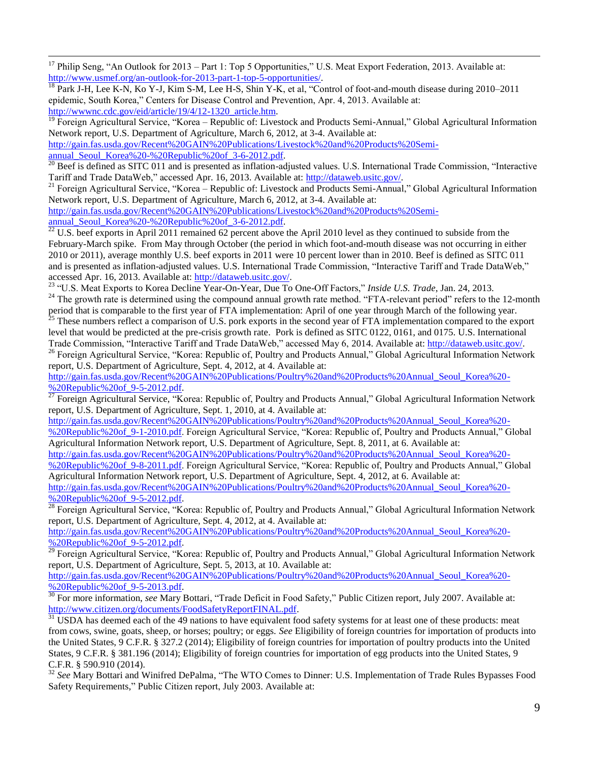[17] Philip Seng, "An Outlook for 2013 – Part 1: Top 5 Opportunities," U.S. Meat Export Federation, 2013. Available at: http://www.usmef.org/an-outlook-for-2013-part-1-top-5-opportunities/.

[18] Park J-H, Lee K-N, Ko Y-J, Kim S-M, Lee H-S, Shin Y-K, et al, "Control of foot-and-mouth disease during 2010–2011 epidemic, South Korea," Centers for Disease Control and Prevention, Apr. 4, 2013. Available at: http://wwwnc.cdc.gov/eid/article/19/4/12-1320_article.htm.

[19] Foreign Agricultural Service, "Korea – Republic of: Livestock and Products Semi-Annual," Global Agricultural Information Network report, U.S. Department of Agriculture, March 6, 2012, at 3-4. Available at: http://gain.fas.usda.gov/Recent%20GAIN%20Publications/Livestock%20and%20Products%20Semi-annual_Seoul_Korea%20-%20Republic%20of_3-6-2012.pdf.

[20] Beef is defined as SITC 011 and is presented as inflation-adjusted values. U.S. International Trade Commission, "Interactive Tariff and Trade DataWeb," accessed Apr. 16, 2013. Available at: http://dataweb.usitc.gov/.

[21] Foreign Agricultural Service, "Korea – Republic of: Livestock and Products Semi-Annual," Global Agricultural Information Network report, U.S. Department of Agriculture, March 6, 2012, at 3-4. Available at: http://gain.fas.usda.gov/Recent%20GAIN%20Publications/Livestock%20and%20Products%20Semi-annual_Seoul_Korea%20-%20Republic%20of_3-6-2012.pdf.

[22] U.S. beef exports in April 2011 remained 62 percent above the April 2010 level as they continued to subside from the February-March spike. From May through October (the period in which foot-and-mouth disease was not occurring in either 2010 or 2011), average monthly U.S. beef exports in 2011 were 10 percent lower than in 2010. Beef is defined as SITC 011 and is presented as inflation-adjusted values. U.S. International Trade Commission, "Interactive Tariff and Trade DataWeb," accessed Apr. 16, 2013. Available at: http://dataweb.usitc.gov/.

[23] "U.S. Meat Exports to Korea Decline Year-On-Year, Due To One-Off Factors," *Inside U.S. Trade*, Jan. 24, 2013.

[24] The growth rate is determined using the compound annual growth rate method. "FTA-relevant period" refers to the 12-month period that is comparable to the first year of FTA implementation: April of one year through March of the following year.

[25] These numbers reflect a comparison of U.S. pork exports in the second year of FTA implementation compared to the export level that would be predicted at the pre-crisis growth rate. Pork is defined as SITC 0122, 0161, and 0175. U.S. International Trade Commission, "Interactive Tariff and Trade DataWeb," accessed May 6, 2014. Available at: http://dataweb.usitc.gov/.

[26] Foreign Agricultural Service, "Korea: Republic of, Poultry and Products Annual," Global Agricultural Information Network report, U.S. Department of Agriculture, Sept. 4, 2012, at 4. Available at: http://gain.fas.usda.gov/Recent%20GAIN%20Publications/Poultry%20and%20Products%20Annual_Seoul_Korea%20-%20Republic%20of_9-5-2012.pdf.

[27] Foreign Agricultural Service, "Korea: Republic of, Poultry and Products Annual," Global Agricultural Information Network report, U.S. Department of Agriculture, Sept. 1, 2010, at 4. Available at: http://gain.fas.usda.gov/Recent%20GAIN%20Publications/Poultry%20and%20Products%20Annual_Seoul_Korea%20-%20Republic%20of_9-1-2010.pdf. Foreign Agricultural Service, "Korea: Republic of, Poultry and Products Annual," Global Agricultural Information Network report, U.S. Department of Agriculture, Sept. 8, 2011, at 6. Available at: http://gain.fas.usda.gov/Recent%20GAIN%20Publications/Poultry%20and%20Products%20Annual_Seoul_Korea%20-%20Republic%20of_9-8-2011.pdf. Foreign Agricultural Service, "Korea: Republic of, Poultry and Products Annual," Global Agricultural Information Network report, U.S. Department of Agriculture, Sept. 4, 2012, at 6. Available at: http://gain.fas.usda.gov/Recent%20GAIN%20Publications/Poultry%20and%20Products%20Annual_Seoul_Korea%20-%20Republic%20of_9-5-2012.pdf.

[28] Foreign Agricultural Service, "Korea: Republic of, Poultry and Products Annual," Global Agricultural Information Network report, U.S. Department of Agriculture, Sept. 4, 2012, at 4. Available at: http://gain.fas.usda.gov/Recent%20GAIN%20Publications/Poultry%20and%20Products%20Annual_Seoul_Korea%20-%20Republic%20of_9-5-2012.pdf.

[29] Foreign Agricultural Service, "Korea: Republic of, Poultry and Products Annual," Global Agricultural Information Network report, U.S. Department of Agriculture, Sept. 5, 2013, at 10. Available at: http://gain.fas.usda.gov/Recent%20GAIN%20Publications/Poultry%20and%20Products%20Annual_Seoul_Korea%20-%20Republic%20of_9-5-2013.pdf.

[30] For more information, *see* Mary Bottari, "Trade Deficit in Food Safety," Public Citizen report, July 2007. Available at: http://www.citizen.org/documents/FoodSafetyReportFINAL.pdf.

[31] USDA has deemed each of the 49 nations to have equivalent food safety systems for at least one of these products: meat from cows, swine, goats, sheep, or horses; poultry; or eggs. *See* Eligibility of foreign countries for importation of products into the United States, 9 C.F.R. § 327.2 (2014); Eligibility of foreign countries for importation of poultry products into the United States, 9 C.F.R. § 381.196 (2014); Eligibility of foreign countries for importation of egg products into the United States, 9 C.F.R. § 590.910 (2014).

[32] *See* Mary Bottari and Winifred DePalma, "The WTO Comes to Dinner: U.S. Implementation of Trade Rules Bypasses Food Safety Requirements," Public Citizen report, July 2003. Available at: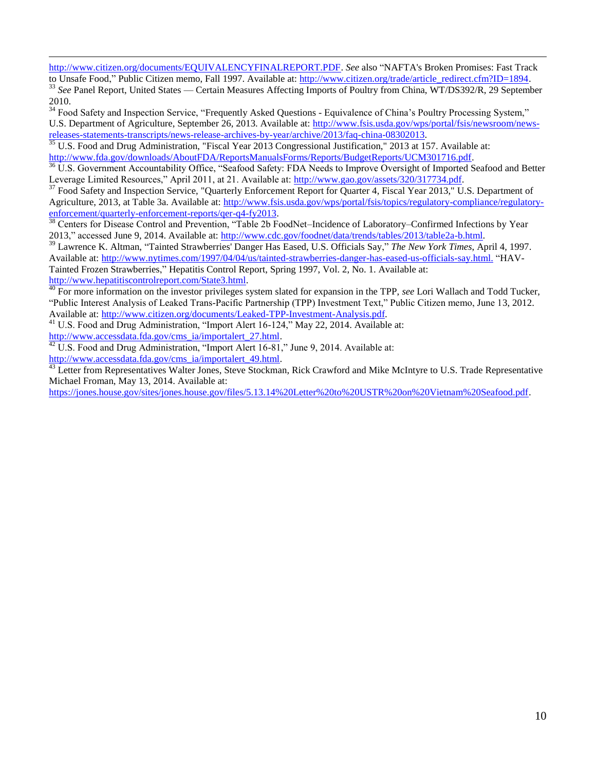http://www.citizen.org/documents/EQUIVALENCYFINALREPORT.PDF. *See* also "NAFTA's Broken Promises: Fast Track to Unsafe Food," Public Citizen memo, Fall 1997. Available at: http://www.citizen.org/trade/article_redirect.cfm?ID=1894.

[33] *See* Panel Report, United States — Certain Measures Affecting Imports of Poultry from China, WT/DS392/R, 29 September 2010.

[34] Food Safety and Inspection Service, "Frequently Asked Questions - Equivalence of China's Poultry Processing System," U.S. Department of Agriculture, September 26, 2013. Available at: http://www.fsis.usda.gov/wps/portal/fsis/newsroom/news-releases-statements-transcripts/news-release-archives-by-year/archive/2013/faq-china-08302013.

[35] U.S. Food and Drug Administration, "Fiscal Year 2013 Congressional Justification," 2013 at 157. Available at: http://www.fda.gov/downloads/AboutFDA/ReportsManualsForms/Reports/BudgetReports/UCM301716.pdf.

[36] U.S. Government Accountability Office, "Seafood Safety: FDA Needs to Improve Oversight of Imported Seafood and Better Leverage Limited Resources," April 2011, at 21. Available at: http://www.gao.gov/assets/320/317734.pdf.

[37] Food Safety and Inspection Service, "Quarterly Enforcement Report for Quarter 4, Fiscal Year 2013," U.S. Department of Agriculture, 2013, at Table 3a. Available at: http://www.fsis.usda.gov/wps/portal/fsis/topics/regulatory-compliance/regulatory-enforcement/quarterly-enforcement-reports/qer-q4-fy2013.

[38] Centers for Disease Control and Prevention, "Table 2b FoodNet–Incidence of Laboratory–Confirmed Infections by Year 2013," accessed June 9, 2014. Available at: http://www.cdc.gov/foodnet/data/trends/tables/2013/table2a-b.html.

[39] Lawrence K. Altman, "Tainted Strawberries' Danger Has Eased, U.S. Officials Say," *The New York Times*, April 4, 1997. Available at: http://www.nytimes.com/1997/04/04/us/tainted-strawberries-danger-has-eased-us-officials-say.html. "HAV-Tainted Frozen Strawberries," Hepatitis Control Report, Spring 1997, Vol. 2, No. 1. Available at: http://www.hepatitiscontrolreport.com/State3.html.

[40] For more information on the investor privileges system slated for expansion in the TPP, *see* Lori Wallach and Todd Tucker, "Public Interest Analysis of Leaked Trans-Pacific Partnership (TPP) Investment Text," Public Citizen memo, June 13, 2012. Available at: http://www.citizen.org/documents/Leaked-TPP-Investment-Analysis.pdf.

[41] U.S. Food and Drug Administration, "Import Alert 16-124," May 22, 2014. Available at: http://www.accessdata.fda.gov/cms_ia/importalert_27.html.

[42] U.S. Food and Drug Administration, "Import Alert 16-81," June 9, 2014. Available at: http://www.accessdata.fda.gov/cms_ia/importalert_49.html.

[43] Letter from Representatives Walter Jones, Steve Stockman, Rick Crawford and Mike McIntyre to U.S. Trade Representative Michael Froman, May 13, 2014. Available at: https://jones.house.gov/sites/jones.house.gov/files/5.13.14%20Letter%20to%20USTR%20on%20Vietnam%20Seafood.pdf.